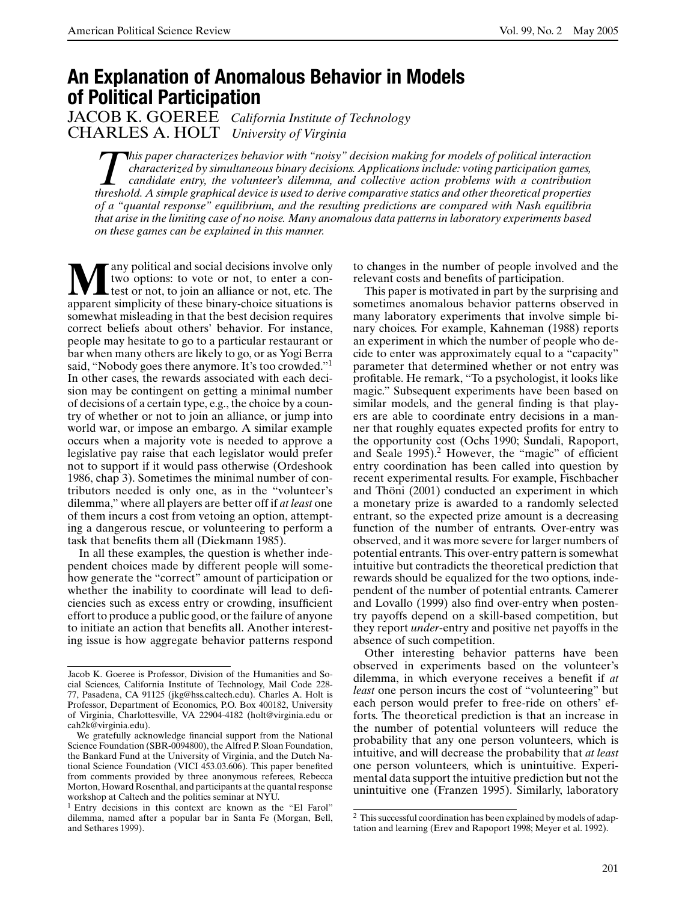# An Explanation of Anomalous Behavior in Models of Political Participation

JACOB K. GOEREE *California Institute of Technology*
CHARLES A. HOLT *University of Virginia*

*This paper characterizes behavior with "noisy" decision making for models of political interaction characterized by simultaneous binary decisions. Applications include: voting participation games, candidate entry, the volunteer's dilemma, and collective action problems with a contribution threshold. A simple graphical device is used to derive comparative statics and other theoretical properties of a "quantal response" equilibrium, and the resulting predictions are compared with Nash equilibria that arise in the limiting case of no noise. Many anomalous data patterns in laboratory experiments based on these games can be explained in this manner.*

Many political and social decisions involve only two options: to vote or not, to enter a contest or not, to join an alliance or not, etc. The apparent simplicity of these binary-choice situations is somewhat misleading in that the best decision requires correct beliefs about others' behavior. For instance, people may hesitate to go to a particular restaurant or bar when many others are likely to go, or as Yogi Berra said, "Nobody goes there anymore. It's too crowded."[1] In other cases, the rewards associated with each decision may be contingent on getting a minimal number of decisions of a certain type, e.g., the choice by a country of whether or not to join an alliance, or jump into world war, or impose an embargo. A similar example occurs when a majority vote is needed to approve a legislative pay raise that each legislator would prefer not to support if it would pass otherwise (Ordeshook 1986, chap 3). Sometimes the minimal number of contributors needed is only one, as in the "volunteer's dilemma," where all players are better off if *at least* one of them incurs a cost from vetoing an option, attempting a dangerous rescue, or volunteering to perform a task that benefits them all (Diekmann 1985).

In all these examples, the question is whether independent choices made by different people will somehow generate the "correct" amount of participation or whether the inability to coordinate will lead to deficiencies such as excess entry or crowding, insufficient effort to produce a public good, or the failure of anyone to initiate an action that benefits all. Another interesting issue is how aggregate behavior patterns respond to changes in the number of people involved and the relevant costs and benefits of participation.

This paper is motivated in part by the surprising and sometimes anomalous behavior patterns observed in many laboratory experiments that involve simple binary choices. For example, Kahneman (1988) reports an experiment in which the number of people who decide to enter was approximately equal to a "capacity" parameter that determined whether or not entry was profitable. He remark, "To a psychologist, it looks like magic." Subsequent experiments have been based on similar models, and the general finding is that players are able to coordinate entry decisions in a manner that roughly equates expected profits for entry to the opportunity cost (Ochs 1990; Sundali, Rapoport, and Seale 1995).[2] However, the "magic" of efficient entry coordination has been called into question by recent experimental results. For example, Fischbacher and Thöni (2001) conducted an experiment in which a monetary prize is awarded to a randomly selected entrant, so the expected prize amount is a decreasing function of the number of entrants. Over-entry was observed, and it was more severe for larger numbers of potential entrants. This over-entry pattern is somewhat intuitive but contradicts the theoretical prediction that rewards should be equalized for the two options, independent of the number of potential entrants. Camerer and Lovallo (1999) also find over-entry when postentry payoffs depend on a skill-based competition, but they report *under*-entry and positive net payoffs in the absence of such competition.

Other interesting behavior patterns have been observed in experiments based on the volunteer's dilemma, in which everyone receives a benefit if *at least* one person incurs the cost of "volunteering" but each person would prefer to free-ride on others' efforts. The theoretical prediction is that an increase in the number of potential volunteers will reduce the probability that any one person volunteers, which is intuitive, and will decrease the probability that *at least* one person volunteers, which is unintuitive. Experimental data support the intuitive prediction but not the unintuitive one (Franzen 1995). Similarly, laboratory

---

Jacob K. Goeree is Professor, Division of the Humanities and Social Sciences, California Institute of Technology, Mail Code 228-77, Pasadena, CA 91125 (jkg@hss.caltech.edu). Charles A. Holt is Professor, Department of Economics, P.O. Box 400182, University of Virginia, Charlottesville, VA 22904-4182 (holt@virginia.edu or cah2k@virginia.edu).

We gratefully acknowledge financial support from the National Science Foundation (SBR-0094800), the Alfred P. Sloan Foundation, the Bankard Fund at the University of Virginia, and the Dutch National Science Foundation (VICI 453.03.606). This paper benefited from comments provided by three anonymous referees, Rebecca Morton, Howard Rosenthal, and participants at the quantal response workshop at Caltech and the politics seminar at NYU.

[1] Entry decisions in this context are known as the "El Farol" dilemma, named after a popular bar in Santa Fe (Morgan, Bell, and Sethares 1999).

[2] This successful coordination has been explained by models of adaptation and learning (Erev and Rapoport 1998; Meyer et al. 1992).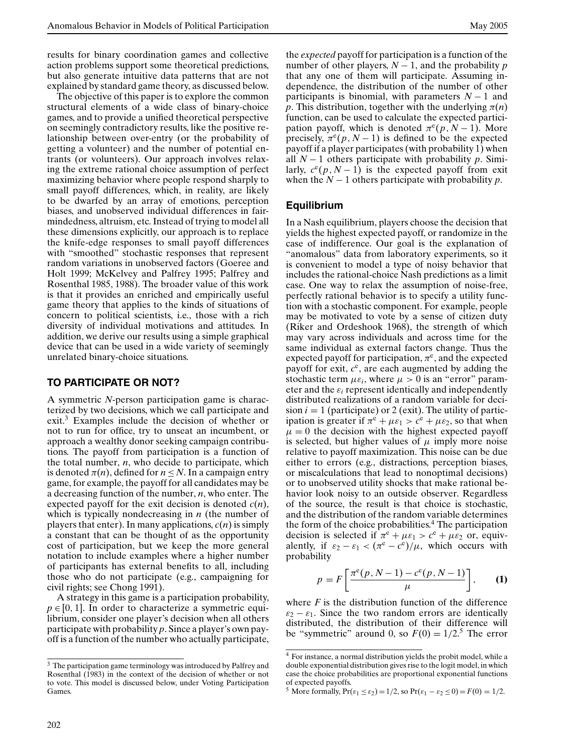results for binary coordination games and collective action problems support some theoretical predictions, but also generate intuitive data patterns that are not explained by standard game theory, as discussed below.

The objective of this paper is to explore the common structural elements of a wide class of binary-choice games, and to provide a unified theoretical perspective on seemingly contradictory results, like the positive relationship between over-entry (or the probability of getting a volunteer) and the number of potential entrants (or volunteers). Our approach involves relaxing the extreme rational choice assumption of perfect maximizing behavior where people respond sharply to small payoff differences, which, in reality, are likely to be dwarfed by an array of emotions, perception biases, and unobserved individual differences in fair-mindedness, altruism, etc. Instead of trying to model all these dimensions explicitly, our approach is to replace the knife-edge responses to small payoff differences with "smoothed" stochastic responses that represent random variations in unobserved factors (Goeree and Holt 1999; McKelvey and Palfrey 1995; Palfrey and Rosenthal 1985, 1988). The broader value of this work is that it provides an enriched and empirically useful game theory that applies to the kinds of situations of concern to political scientists, i.e., those with a rich diversity of individual motivations and attitudes. In addition, we derive our results using a simple graphical device that can be used in a wide variety of seemingly unrelated binary-choice situations.

## TO PARTICIPATE OR NOT?

A symmetric $N$-person participation game is characterized by two decisions, which we call participate and exit.[3] Examples include the decision of whether or not to run for office, try to unseat an incumbent, or approach a wealthy donor seeking campaign contributions. The payoff from participation is a function of the total number, $n$, who decide to participate, which is denoted $\pi(n)$, defined for $n \leq N$. In a campaign entry game, for example, the payoff for all candidates may be a decreasing function of the number, $n$, who enter. The expected payoff for the exit decision is denoted $c(n)$, which is typically nondecreasing in $n$ (the number of players that enter). In many applications, $c(n)$ is simply a constant that can be thought of as the opportunity cost of participation, but we keep the more general notation to include examples where a higher number of participants has external benefits to all, including those who do not participate (e.g., campaigning for civil rights; see Chong 1991).

A strategy in this game is a participation probability, $p \in [0, 1]$. In order to characterize a symmetric equilibrium, consider one player's decision when all others participate with probability $p$. Since a player's own payoff is a function of the number who actually participate, the *expected* payoff for participation is a function of the number of other players, $N-1$, and the probability $p$ that any one of them will participate. Assuming independence, the distribution of the number of other participants is binomial, with parameters $N-1$ and $p$. This distribution, together with the underlying $\pi(n)$ function, can be used to calculate the expected participation payoff, which is denoted $\pi^e(p, N-1)$. More precisely, $\pi^e(p, N-1)$ is defined to be the expected payoff if a player participates (with probability 1) when all $N-1$ others participate with probability $p$. Similarly, $c^e(p, N-1)$ is the expected payoff from exit when the $N-1$ others participate with probability $p$.

### Equilibrium

In a Nash equilibrium, players choose the decision that yields the highest expected payoff, or randomize in the case of indifference. Our goal is the explanation of "anomalous" data from laboratory experiments, so it is convenient to model a type of noisy behavior that includes the rational-choice Nash predictions as a limit case. One way to relax the assumption of noise-free, perfectly rational behavior is to specify a utility function with a stochastic component. For example, people may be motivated to vote by a sense of citizen duty (Riker and Ordeshook 1968), the strength of which may vary across individuals and across time for the same individual as external factors change. Thus the expected payoff for participation, $\pi^e$, and the expected payoff for exit, $c^e$, are each augmented by adding the stochastic term $\mu\varepsilon_i$, where $\mu > 0$ is an "error" parameter and the $\varepsilon_i$ represent identically and independently distributed realizations of a random variable for decision $i = 1$ (participate) or 2 (exit). The utility of participation is greater if $\pi^e + \mu\varepsilon_1 > c^e + \mu\varepsilon_2$, so that when $\mu = 0$ the decision with the highest expected payoff is selected, but higher values of $\mu$ imply more noise relative to payoff maximization. This noise can be due either to errors (e.g., distractions, perception biases, or miscalculations that lead to nonoptimal decisions) or to unobserved utility shocks that make rational behavior look noisy to an outside observer. Regardless of the source, the result is that choice is stochastic, and the distribution of the random variable determines the form of the choice probabilities.[4] The participation decision is selected if $\pi^e + \mu\varepsilon_1 > c^e + \mu\varepsilon_2$ or, equivalently, if $\varepsilon_2 - \varepsilon_1 < (\pi^e - c^e)/\mu$, which occurs with probability

$$p = F\left[\frac{\pi^e(p, N-1) - c^e(p, N-1)}{\mu}\right], \qquad \textbf{(1)}$$

where $F$ is the distribution function of the difference $\varepsilon_2 - \varepsilon_1$. Since the two random errors are identically distributed, the distribution of their difference will be "symmetric" around 0, so $F(0) = 1/2$.[5] The error

---

[3] The participation game terminology was introduced by Palfrey and Rosenthal (1983) in the context of the decision of whether or not to vote. This model is discussed below, under Voting Participation Games.

[4] For instance, a normal distribution yields the probit model, while a double exponential distribution gives rise to the logit model, in which case the choice probabilities are proportional exponential functions of expected payoffs.

[5] More formally, $\Pr(\varepsilon_1 \leq \varepsilon_2) = 1/2$, so $\Pr(\varepsilon_1 - \varepsilon_2 \leq 0) = F(0) = 1/2$.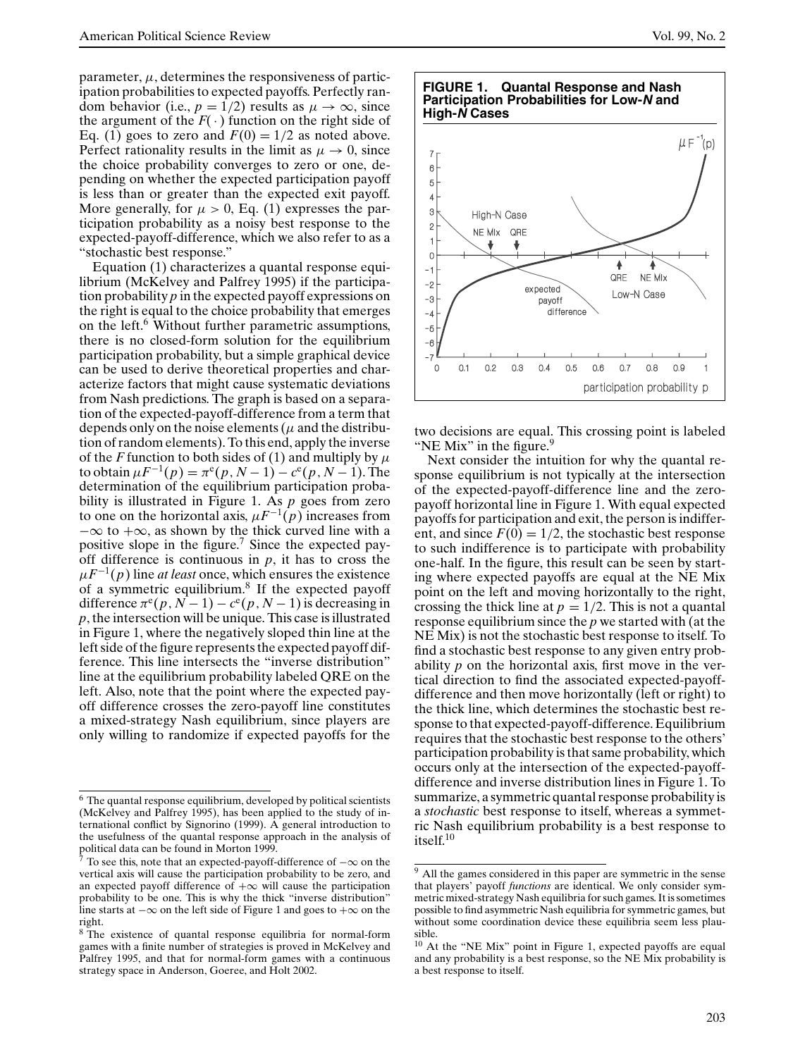parameter, $\mu$, determines the responsiveness of participation probabilities to expected payoffs. Perfectly random behavior (i.e., $p = 1/2$) results as $\mu \to \infty$, since the argument of the $F(\cdot)$ function on the right side of Eq. (1) goes to zero and $F(0) = 1/2$ as noted above. Perfect rationality results in the limit as $\mu \to 0$, since the choice probability converges to zero or one, depending on whether the expected participation payoff is less than or greater than the expected exit payoff. More generally, for $\mu > 0$, Eq. (1) expresses the participation probability as a noisy best response to the expected-payoff-difference, which we also refer to as a "stochastic best response."

Equation (1) characterizes a quantal response equilibrium (McKelvey and Palfrey 1995) if the participation probability $p$ in the expected payoff expressions on the right is equal to the choice probability that emerges on the left.[6] Without further parametric assumptions, there is no closed-form solution for the equilibrium participation probability, but a simple graphical device can be used to derive theoretical properties and characterize factors that might cause systematic deviations from Nash predictions. The graph is based on a separation of the expected-payoff-difference from a term that depends only on the noise elements ($\mu$ and the distribution of random elements). To this end, apply the inverse of the $F$ function to both sides of (1) and multiply by $\mu$ to obtain $\mu F^{-1}(p) = \pi^e(p, N-1) - c^e(p, N-1)$. The determination of the equilibrium participation probability is illustrated in Figure 1. As $p$ goes from zero to one on the horizontal axis, $\mu F^{-1}(p)$ increases from $-\infty$ to $+\infty$, as shown by the thick curved line with a positive slope in the figure.[7] Since the expected payoff difference is continuous in $p$, it has to cross the $\mu F^{-1}(p)$ line *at least* once, which ensures the existence of a symmetric equilibrium.[8] If the expected payoff difference $\pi^e(p, N-1) - c^e(p, N-1)$ is decreasing in $p$, the intersection will be unique. This case is illustrated in Figure 1, where the negatively sloped thin line at the left side of the figure represents the expected payoff difference. This line intersects the "inverse distribution" line at the equilibrium probability labeled QRE on the left. Also, note that the point where the expected payoff difference crosses the zero-payoff line constitutes a mixed-strategy Nash equilibrium, since players are only willing to randomize if expected payoffs for the two decisions are equal. This crossing point is labeled "NE Mix" in the figure.[9]

**FIGURE 1. Quantal Response and Nash Participation Probabilities for Low-*N* and High-*N* Cases**

Next consider the intuition for why the quantal response equilibrium is not typically at the intersection of the expected-payoff-difference line and the zero-payoff horizontal line in Figure 1. With equal expected payoffs for participation and exit, the person is indifferent, and since $F(0) = 1/2$, the stochastic best response to such indifference is to participate with probability one-half. In the figure, this result can be seen by starting where expected payoffs are equal at the NE Mix point on the left and moving horizontally to the right, crossing the thick line at $p = 1/2$. This is not a quantal response equilibrium since the $p$ we started with (at the NE Mix) is not the stochastic best response to itself. To find a stochastic best response to any given entry probability $p$ on the horizontal axis, first move in the vertical direction to find the associated expected-payoff-difference and then move horizontally (left or right) to the thick line, which determines the stochastic best response to that expected-payoff-difference. Equilibrium requires that the stochastic best response to the others' participation probability is that same probability, which occurs only at the intersection of the expected-payoff-difference and inverse distribution lines in Figure 1. To summarize, a symmetric quantal response probability is a *stochastic* best response to itself, whereas a symmetric Nash equilibrium probability is a best response to itself.[10]

---

[6] The quantal response equilibrium, developed by political scientists (McKelvey and Palfrey 1995), has been applied to the study of international conflict by Signorino (1999). A general introduction to the usefulness of the quantal response approach in the analysis of political data can be found in Morton 1999.

[7] To see this, note that an expected-payoff-difference of $-\infty$ on the vertical axis will cause the participation probability to be zero, and an expected payoff difference of $+\infty$ will cause the participation probability to be one. This is why the thick "inverse distribution" line starts at $-\infty$ on the left side of Figure 1 and goes to $+\infty$ on the right.

[8] The existence of quantal response equilibria for normal-form games with a finite number of strategies is proved in McKelvey and Palfrey 1995, and that for normal-form games with a continuous strategy space in Anderson, Goeree, and Holt 2002.

[9] All the games considered in this paper are symmetric in the sense that players' payoff *functions* are identical. We only consider symmetric mixed-strategy Nash equilibria for such games. It is sometimes possible to find asymmetric Nash equilibria for symmetric games, but without some coordination device these equilibria seem less plausible.

[10] At the "NE Mix" point in Figure 1, expected payoffs are equal and any probability is a best response, so the NE Mix probability is a best response to itself.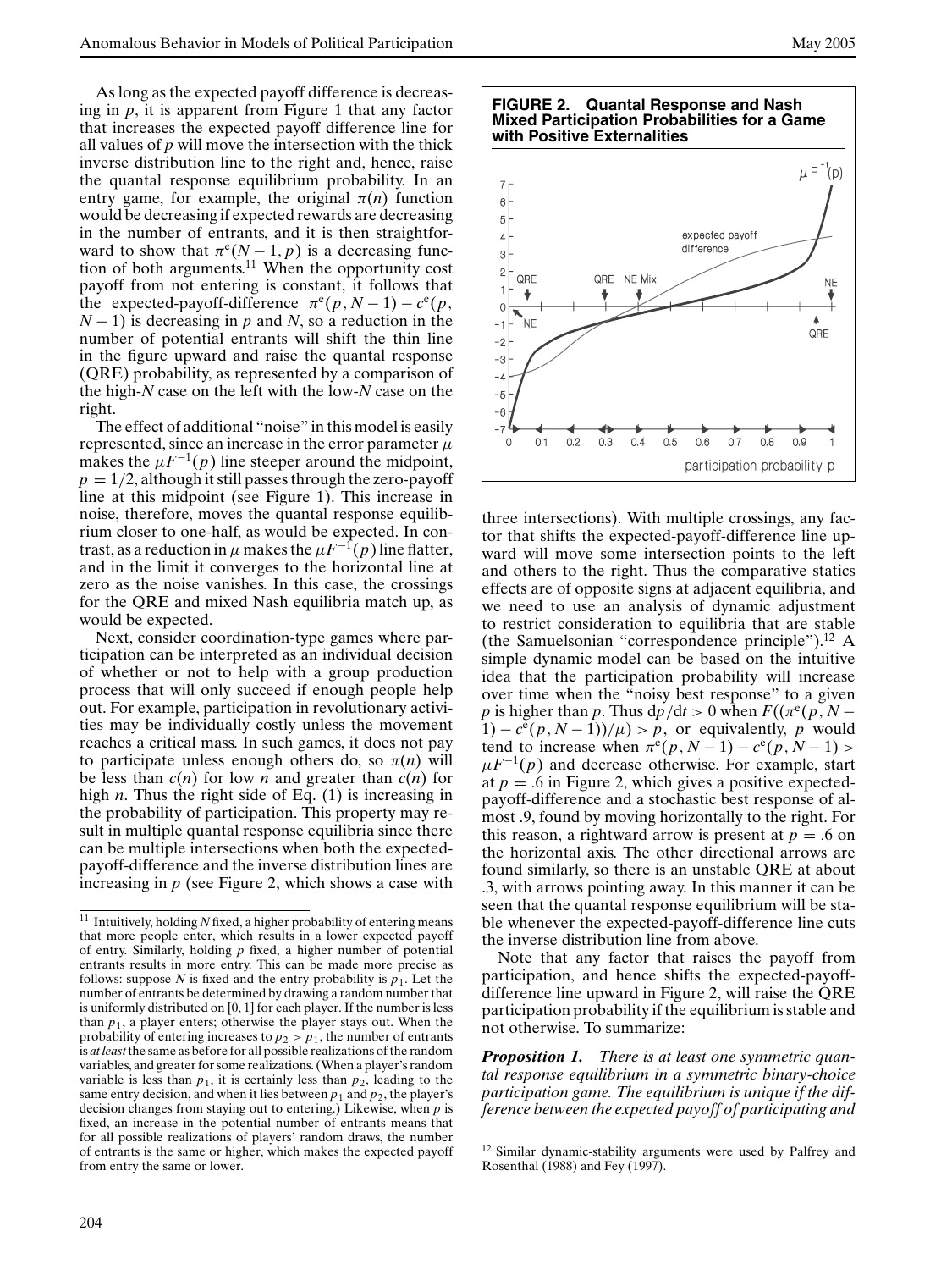As long as the expected payoff difference is decreasing in $p$, it is apparent from Figure 1 that any factor that increases the expected payoff difference line for all values of $p$ will move the intersection with the thick inverse distribution line to the right and, hence, raise the quantal response equilibrium probability. In an entry game, for example, the original $\pi(n)$ function would be decreasing if expected rewards are decreasing in the number of entrants, and it is then straightforward to show that $\pi^e(N-1, p)$ is a decreasing function of both arguments.[11] When the opportunity cost payoff from not entering is constant, it follows that the expected-payoff-difference $\pi^e(p, N-1) - c^e(p, N-1)$ is decreasing in $p$ and $N$, so a reduction in the number of potential entrants will shift the thin line in the figure upward and raise the quantal response (QRE) probability, as represented by a comparison of the high-$N$ case on the left with the low-$N$ case on the right.

The effect of additional "noise" in this model is easily represented, since an increase in the error parameter $\mu$ makes the $\mu F^{-1}(p)$ line steeper around the midpoint, $p = 1/2$, although it still passes through the zero-payoff line at this midpoint (see Figure 1). This increase in noise, therefore, moves the quantal response equilibrium closer to one-half, as would be expected. In contrast, as a reduction in $\mu$ makes the $\mu F^{-1}(p)$ line flatter, and in the limit it converges to the horizontal line at zero as the noise vanishes. In this case, the crossings for the QRE and mixed Nash equilibria match up, as would be expected.

Next, consider coordination-type games where participation can be interpreted as an individual decision of whether or not to help with a group production process that will only succeed if enough people help out. For example, participation in revolutionary activities may be individually costly unless the movement reaches a critical mass. In such games, it does not pay to participate unless enough others do, so $\pi(n)$ will be less than $c(n)$ for low $n$ and greater than $c(n)$ for high $n$. Thus the right side of Eq. (1) is increasing in the probability of participation. This property may result in multiple quantal response equilibria since there can be multiple intersections when both the expected-payoff-difference and the inverse distribution lines are increasing in $p$ (see Figure 2, which shows a case with three intersections). With multiple crossings, any factor that shifts the expected-payoff-difference line upward will move some intersection points to the left and others to the right. Thus the comparative statics effects are of opposite signs at adjacent equilibria, and we need to use an analysis of dynamic adjustment to restrict consideration to equilibria that are stable (the Samuelsonian "correspondence principle").[12] A simple dynamic model can be based on the intuitive idea that the participation probability will increase over time when the "noisy best response" to a given $p$ is higher than $p$. Thus $dp/dt > 0$ when $F((\pi^e(p, N-1) - c^e(p, N-1))/\mu) > p$, or equivalently, $p$ would tend to increase when $\pi^e(p, N-1) - c^e(p, N-1) > \mu F^{-1}(p)$ and decrease otherwise. For example, start at $p = .6$ in Figure 2, which gives a positive expected-payoff-difference and a stochastic best response of almost .9, found by moving horizontally to the right. For this reason, a rightward arrow is present at $p = .6$ on the horizontal axis. The other directional arrows are found similarly, so there is an unstable QRE at about .3, with arrows pointing away. In this manner it can be seen that the quantal response equilibrium will be stable whenever the expected-payoff-difference line cuts the inverse distribution line from above.

**FIGURE 2. Quantal Response and Nash Mixed Participation Probabilities for a Game with Positive Externalities**

Note that any factor that raises the payoff from participation, and hence shifts the expected-payoff-difference line upward in Figure 2, will raise the QRE participation probability if the equilibrium is stable and not otherwise. To summarize:

***Proposition 1.*** *There is at least one symmetric quantal response equilibrium in a symmetric binary-choice participation game. The equilibrium is unique if the difference between the expected payoff of participating and*

[11] Intuitively, holding $N$ fixed, a higher probability of entering means that more people enter, which results in a lower expected payoff of entry. Similarly, holding $p$ fixed, a higher number of potential entrants results in more entry. This can be made more precise as follows: suppose $N$ is fixed and the entry probability is $p_1$. Let the number of entrants be determined by drawing a random number that is uniformly distributed on [0, 1] for each player. If the number is less than $p_1$, a player enters; otherwise the player stays out. When the probability of entering increases to $p_2 > p_1$, the number of entrants is *at least* the same as before for all possible realizations of the random variables, and greater for some realizations. (When a player's random variable is less than $p_1$, it is certainly less than $p_2$, leading to the same entry decision, and when it lies between $p_1$ and $p_2$, the player's decision changes from staying out to entering.) Likewise, when $p$ is fixed, an increase in the potential number of entrants means that for all possible realizations of players' random draws, the number of entrants is the same or higher, which makes the expected payoff from entry the same or lower.

[12] Similar dynamic-stability arguments were used by Palfrey and Rosenthal (1988) and Fey (1997).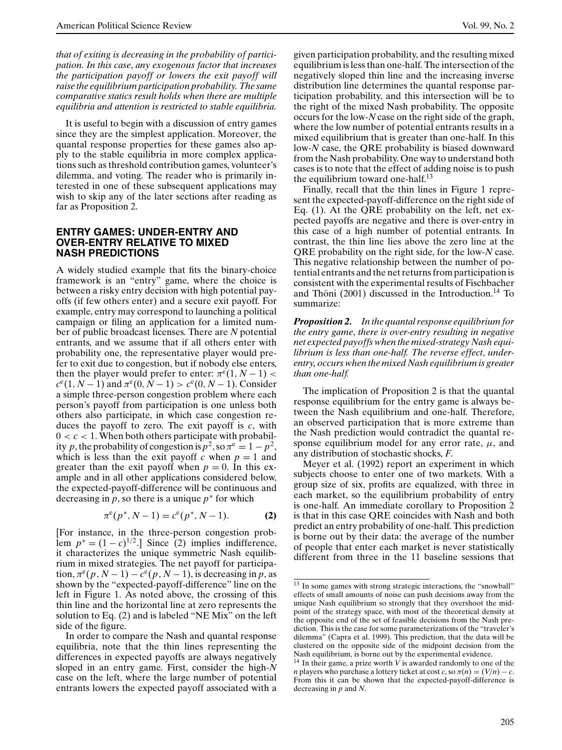*that of exiting is decreasing in the probability of participation. In this case, any exogenous factor that increases the participation payoff or lowers the exit payoff will raise the equilibrium participation probability. The same comparative statics result holds when there are multiple equilibria and attention is restricted to stable equilibria.*

It is useful to begin with a discussion of entry games since they are the simplest application. Moreover, the quantal response properties for these games also apply to the stable equilibria in more complex applications such as threshold contribution games, volunteer's dilemma, and voting. The reader who is primarily interested in one of these subsequent applications may wish to skip any of the later sections after reading as far as Proposition 2.

## ENTRY GAMES: UNDER-ENTRY AND OVER-ENTRY RELATIVE TO MIXED NASH PREDICTIONS

A widely studied example that fits the binary-choice framework is an "entry" game, where the choice is between a risky entry decision with high potential payoffs (if few others enter) and a secure exit payoff. For example, entry may correspond to launching a political campaign or filing an application for a limited number of public broadcast licenses. There are $N$ potential entrants, and we assume that if all others enter with probability one, the representative player would prefer to exit due to congestion, but if nobody else enters, then the player would prefer to enter: $\pi^e(1, N-1) < c^e(1, N-1)$ and $\pi^e(0, N-1) > c^e(0, N-1)$. Consider a simple three-person congestion problem where each person's payoff from participation is one unless both others also participate, in which case congestion reduces the payoff to zero. The exit payoff is $c$, with $0 < c < 1$. When both others participate with probability $p$, the probability of congestion is $p^2$, so $\pi^e = 1 - p^2$, which is less than the exit payoff $c$ when $p = 1$ and greater than the exit payoff when $p = 0$. In this example and in all other applications considered below, the expected-payoff-difference will be continuous and decreasing in $p$, so there is a unique $p^*$ for which

$$\pi^e(p^*, N-1) = c^e(p^*, N-1). \quad \textbf{(2)}$$

[For instance, in the three-person congestion problem $p^* = (1-c)^{1/2}$.] Since (2) implies indifference, it characterizes the unique symmetric Nash equilibrium in mixed strategies. The net payoff for participation, $\pi^e(p, N-1) - c^e(p, N-1)$, is decreasing in $p$, as shown by the "expected-payoff-difference" line on the left in Figure 1. As noted above, the crossing of this thin line and the horizontal line at zero represents the solution to Eq. (2) and is labeled "NE Mix" on the left side of the figure.

In order to compare the Nash and quantal response equilibria, note that the thin lines representing the differences in expected payoffs are always negatively sloped in an entry game. First, consider the high-$N$ case on the left, where the large number of potential entrants lowers the expected payoff associated with a given participation probability, and the resulting mixed equilibrium is less than one-half. The intersection of the negatively sloped thin line and the increasing inverse distribution line determines the quantal response participation probability, and this intersection will be to the right of the mixed Nash probability. The opposite occurs for the low-$N$ case on the right side of the graph, where the low number of potential entrants results in a mixed equilibrium that is greater than one-half. In this low-$N$ case, the QRE probability is biased downward from the Nash probability. One way to understand both cases is to note that the effect of adding noise is to push the equilibrium toward one-half.[13]

Finally, recall that the thin lines in Figure 1 represent the expected-payoff-difference on the right side of Eq. (1). At the QRE probability on the left, net expected payoffs are negative and there is over-entry in this case of a high number of potential entrants. In contrast, the thin line lies above the zero line at the QRE probability on the right side, for the low-$N$ case. This negative relationship between the number of potential entrants and the net returns from participation is consistent with the experimental results of Fischbacher and Thöni (2001) discussed in the Introduction.[14] To summarize:

***Proposition 2.*** *In the quantal response equilibrium for the entry game, there is over-entry resulting in negative net expected payoffs when the mixed-strategy Nash equilibrium is less than one-half. The reverse effect, under-entry, occurs when the mixed Nash equilibrium is greater than one-half.*

The implication of Proposition 2 is that the quantal response equilibrium for the entry game is always between the Nash equilibrium and one-half. Therefore, an observed participation that is more extreme than the Nash prediction would contradict the quantal response equilibrium model for any error rate, $\mu$, and any distribution of stochastic shocks, $F$.

Meyer et al. (1992) report an experiment in which subjects choose to enter one of two markets. With a group size of six, profits are equalized, with three in each market, so the equilibrium probability of entry is one-half. An immediate corollary to Proposition 2 is that in this case QRE coincides with Nash and both predict an entry probability of one-half. This prediction is borne out by their data: the average of the number of people that enter each market is never statistically different from three in the 11 baseline sessions that

---

[13] In some games with strong strategic interactions, the "snowball" effects of small amounts of noise can push decisions away from the unique Nash equilibrium so strongly that they overshoot the midpoint of the strategy space, with most of the theoretical density at the opposite end of the set of feasible decisions from the Nash prediction. This is the case for some parameterizations of the "traveler's dilemma" (Capra et al. 1999). This prediction, that the data will be clustered on the opposite side of the midpoint decision from the Nash equilibrium, is borne out by the experimental evidence.

[14] In their game, a prize worth $V$ is awarded randomly to one of the $n$ players who purchase a lottery ticket at cost $c$, so $\pi(n) = (V/n) - c$. From this it can be shown that the expected-payoff-difference is decreasing in $p$ and $N$.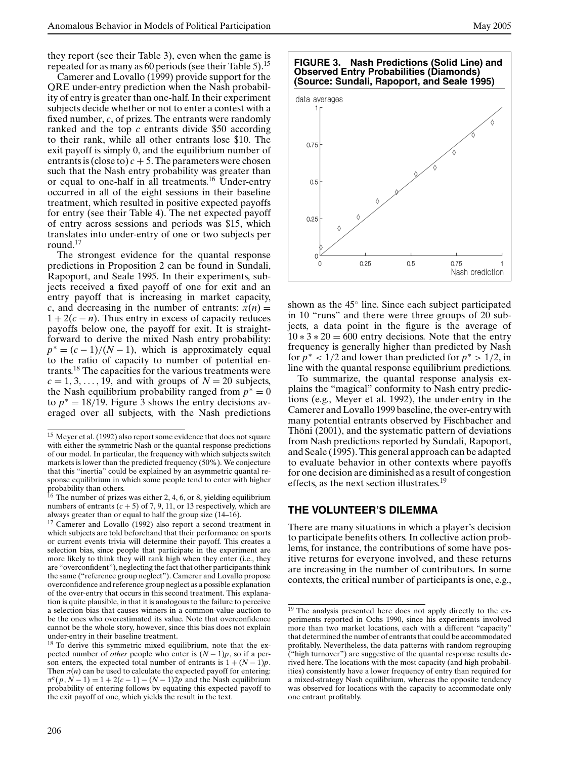they report (see their Table 3), even when the game is repeated for as many as 60 periods (see their Table 5).[15]

Camerer and Lovallo (1999) provide support for the QRE under-entry prediction when the Nash probability of entry is greater than one-half. In their experiment subjects decide whether or not to enter a contest with a fixed number, $c$, of prizes. The entrants were randomly ranked and the top $c$ entrants divide \$50 according to their rank, while all other entrants lose \$10. The exit payoff is simply 0, and the equilibrium number of entrants is (close to) $c + 5$. The parameters were chosen such that the Nash entry probability was greater than or equal to one-half in all treatments.[16] Under-entry occurred in all of the eight sessions in their baseline treatment, which resulted in positive expected payoffs for entry (see their Table 4). The net expected payoff of entry across sessions and periods was \$15, which translates into under-entry of one or two subjects per round.[17]

The strongest evidence for the quantal response predictions in Proposition 2 can be found in Sundali, Rapoport, and Seale 1995. In their experiments, subjects received a fixed payoff of one for exit and an entry payoff that is increasing in market capacity, $c$, and decreasing in the number of entrants: $\pi(n) = 1 + 2(c - n)$. Thus entry in excess of capacity reduces payoffs below one, the payoff for exit. It is straightforward to derive the mixed Nash entry probability: $p^* = (c - 1)/(N - 1)$, which is approximately equal to the ratio of capacity to number of potential entrants.[18] The capacities for the various treatments were $c = 1, 3, \ldots, 19$, and with groups of $N = 20$ subjects, the Nash equilibrium probability ranged from $p^* = 0$ to $p^* = 18/19$. Figure 3 shows the entry decisions averaged over all subjects, with the Nash predictions shown as the 45° line. Since each subject participated in 10 "runs" and there were three groups of 20 subjects, a data point in the figure is the average of $10 * 3 * 20 = 600$ entry decisions. Note that the entry frequency is generally higher than predicted by Nash for $p^* < 1/2$ and lower than predicted for $p^* > 1/2$, in line with the quantal response equilibrium predictions.

**FIGURE 3. Nash Predictions (Solid Line) and Observed Entry Probabilities (Diamonds) (Source: Sundali, Rapoport, and Seale 1995)**

To summarize, the quantal response analysis explains the "magical" conformity to Nash entry predictions (e.g., Meyer et al. 1992), the under-entry in the Camerer and Lovallo 1999 baseline, the over-entry with many potential entrants observed by Fischbacher and Thöni (2001), and the systematic pattern of deviations from Nash predictions reported by Sundali, Rapoport, and Seale (1995). This general approach can be adapted to evaluate behavior in other contexts where payoffs for one decision are diminished as a result of congestion effects, as the next section illustrates.[19]

## THE VOLUNTEER'S DILEMMA

There are many situations in which a player's decision to participate benefits others. In collective action problems, for instance, the contributions of some have positive returns for everyone involved, and these returns are increasing in the number of contributors. In some contexts, the critical number of participants is one, e.g.,

---

[15] Meyer et al. (1992) also report some evidence that does not square with either the symmetric Nash or the quantal response predictions of our model. In particular, the frequency with which subjects switch markets is lower than the predicted frequency (50%). We conjecture that this "inertia" could be explained by an asymmetric quantal response equilibrium in which some people tend to enter with higher probability than others.

[16] The number of prizes was either 2, 4, 6, or 8, yielding equilibrium numbers of entrants ($c + 5$) of 7, 9, 11, or 13 respectively, which are always greater than or equal to half the group size (14–16).

[17] Camerer and Lovallo (1992) also report a second treatment in which subjects are told beforehand that their performance on sports or current events trivia will determine their payoff. This creates a selection bias, since people that participate in the experiment are more likely to think they will rank high when they enter (i.e., they are "overconfident"), neglecting the fact that other participants think the same ("reference group neglect"). Camerer and Lovallo propose overconfidence and reference group neglect as a possible explanation of the over-entry that occurs in this second treatment. This explanation is quite plausible, in that it is analogous to the failure to perceive a selection bias that causes winners in a common-value auction to be the ones who overestimated its value. Note that overconfidence cannot be the whole story, however, since this bias does not explain under-entry in their baseline treatment.

[18] To derive this symmetric mixed equilibrium, note that the expected number of *other* people who enter is $(N - 1)p$, so if a person enters, the expected total number of entrants is $1 + (N - 1)p$. Then $\pi(n)$ can be used to calculate the expected payoff for entering: $\pi^e(p, N - 1) = 1 + 2(c - 1) - (N - 1)2p$ and the Nash equilibrium probability of entering follows by equating this expected payoff to the exit payoff of one, which yields the result in the text.

[19] The analysis presented here does not apply directly to the experiments reported in Ochs 1990, since his experiments involved more than two market locations, each with a different "capacity" that determined the number of entrants that could be accommodated profitably. Nevertheless, the data patterns with random regrouping ("high turnover") are suggestive of the quantal response results derived here. The locations with the most capacity (and high probabilities) consistently have a lower frequency of entry than required for a mixed-strategy Nash equilibrium, whereas the opposite tendency was observed for locations with the capacity to accommodate only one entrant profitably.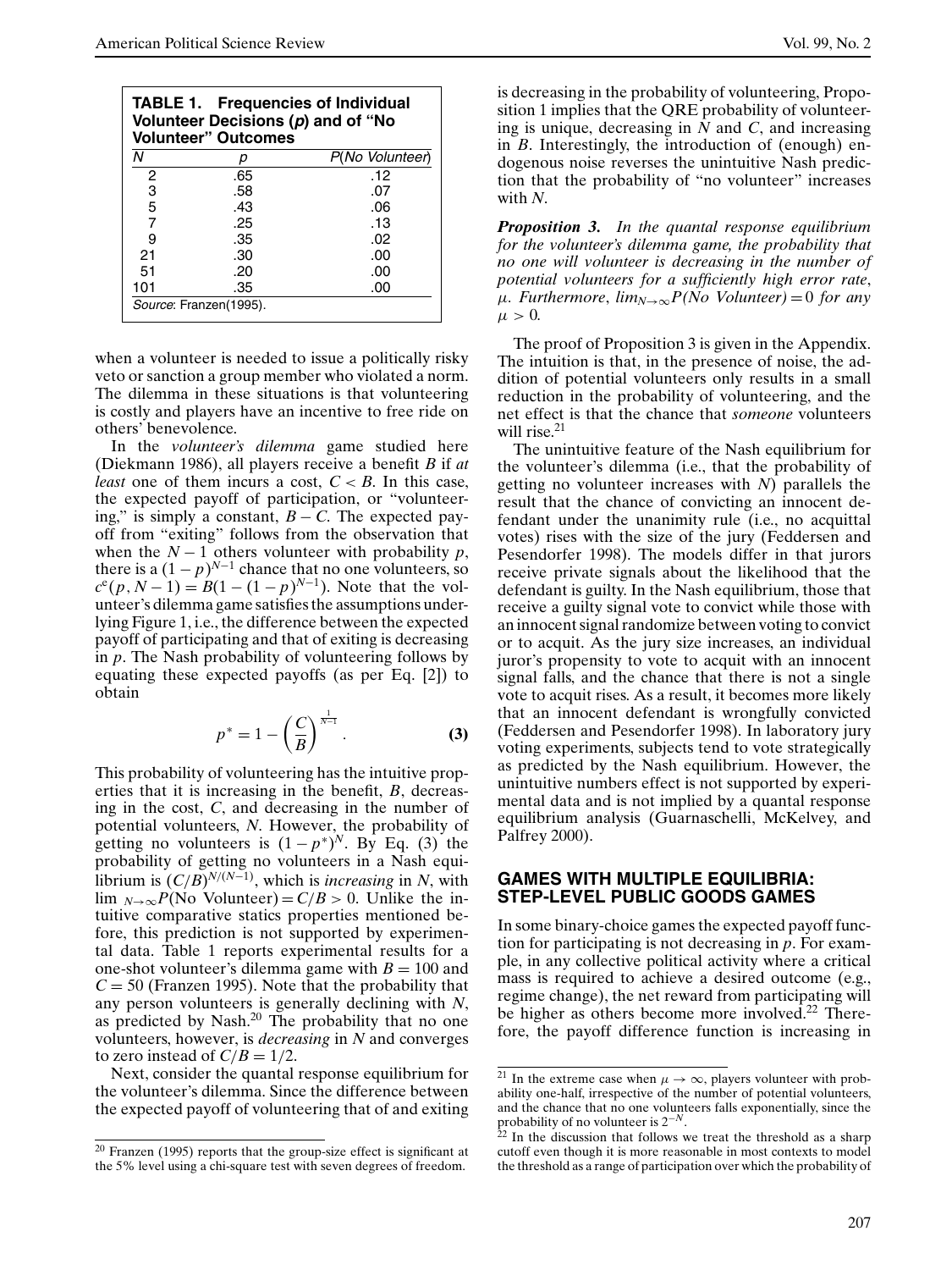**TABLE 1. Frequencies of Individual Volunteer Decisions ($p$) and of "No Volunteer" Outcomes**

| $N$ | $p$ | $P$(No Volunteer) |
|---|---|---|
| 2 | .65 | .12 |
| 3 | .58 | .07 |
| 5 | .43 | .06 |
| 7 | .25 | .13 |
| 9 | .35 | .02 |
| 21 | .30 | .00 |
| 51 | .20 | .00 |
| 101 | .35 | .00 |

*Source*: Franzen(1995).

when a volunteer is needed to issue a politically risky veto or sanction a group member who violated a norm. The dilemma in these situations is that volunteering is costly and players have an incentive to free ride on others' benevolence.

In the *volunteer's dilemma* game studied here (Diekmann 1986), all players receive a benefit $B$ if *at least* one of them incurs a cost, $C < B$. In this case, the expected payoff of participation, or "volunteering," is simply a constant, $B - C$. The expected payoff from "exiting" follows from the observation that when the $N - 1$ others volunteer with probability $p$, there is a $(1 - p)^{N-1}$ chance that no one volunteers, so $c^e(p, N - 1) = B(1 - (1 - p)^{N-1})$. Note that the volunteer's dilemma game satisfies the assumptions underlying Figure 1, i.e., the difference between the expected payoff of participating and that of exiting is decreasing in $p$. The Nash probability of volunteering follows by equating these expected payoffs (as per Eq. [2]) to obtain

$$p^* = 1 - \left(\frac{C}{B}\right)^{\frac{1}{N-1}}. \tag{3}$$

This probability of volunteering has the intuitive properties that it is increasing in the benefit, $B$, decreasing in the cost, $C$, and decreasing in the number of potential volunteers, $N$. However, the probability of getting no volunteers is $(1 - p^*)^N$. By Eq. (3) the probability of getting no volunteers in a Nash equilibrium is $(C/B)^{N/(N-1)}$, which is *increasing* in $N$, with $\lim_{N\to\infty} P(\text{No Volunteer}) = C/B > 0$. Unlike the intuitive comparative statics properties mentioned before, this prediction is not supported by experimental data. Table 1 reports experimental results for a one-shot volunteer's dilemma game with $B = 100$ and $C = 50$ (Franzen 1995). Note that the probability that any person volunteers is generally declining with $N$, as predicted by Nash.[20] The probability that no one volunteers, however, is *decreasing* in $N$ and converges to zero instead of $C/B = 1/2$.

Next, consider the quantal response equilibrium for the volunteer's dilemma. Since the difference between the expected payoff of volunteering that of and exiting is decreasing in the probability of volunteering, Proposition 1 implies that the QRE probability of volunteering is unique, decreasing in $N$ and $C$, and increasing in $B$. Interestingly, the introduction of (enough) endogenous noise reverses the unintuitive Nash prediction that the probability of "no volunteer" increases with $N$.

***Proposition 3.*** *In the quantal response equilibrium for the volunteer's dilemma game, the probability that no one will volunteer is decreasing in the number of potential volunteers for a sufficiently high error rate, $\mu$. Furthermore, $\lim_{N\to\infty} P(\text{No Volunteer}) = 0$ for any $\mu > 0$.*

The proof of Proposition 3 is given in the Appendix. The intuition is that, in the presence of noise, the addition of potential volunteers only results in a small reduction in the probability of volunteering, and the net effect is that the chance that *someone* volunteers will rise.[21]

The unintuitive feature of the Nash equilibrium for the volunteer's dilemma (i.e., that the probability of getting no volunteer increases with $N$) parallels the result that the chance of convicting an innocent defendant under the unanimity rule (i.e., no acquittal votes) rises with the size of the jury (Feddersen and Pesendorfer 1998). The models differ in that jurors receive private signals about the likelihood that the defendant is guilty. In the Nash equilibrium, those that receive a guilty signal vote to convict while those with an innocent signal randomize between voting to convict or to acquit. As the jury size increases, an individual juror's propensity to vote to acquit with an innocent signal falls, and the chance that there is not a single vote to acquit rises. As a result, it becomes more likely that an innocent defendant is wrongfully convicted (Feddersen and Pesendorfer 1998). In laboratory jury voting experiments, subjects tend to vote strategically as predicted by the Nash equilibrium. However, the unintuitive numbers effect is not supported by experimental data and is not implied by a quantal response equilibrium analysis (Guarnaschelli, McKelvey, and Palfrey 2000).

## GAMES WITH MULTIPLE EQUILIBRIA: STEP-LEVEL PUBLIC GOODS GAMES

In some binary-choice games the expected payoff function for participating is not decreasing in $p$. For example, in any collective political activity where a critical mass is required to achieve a desired outcome (e.g., regime change), the net reward from participating will be higher as others become more involved.[22] Therefore, the payoff difference function is increasing in

[20] Franzen (1995) reports that the group-size effect is significant at the 5% level using a chi-square test with seven degrees of freedom.

[21] In the extreme case when $\mu \to \infty$, players volunteer with probability one-half, irrespective of the number of potential volunteers, and the chance that no one volunteers falls exponentially, since the probability of no volunteer is $2^{-N}$.

[22] In the discussion that follows we treat the threshold as a sharp cutoff even though it is more reasonable in most contexts to model the threshold as a range of participation over which the probability of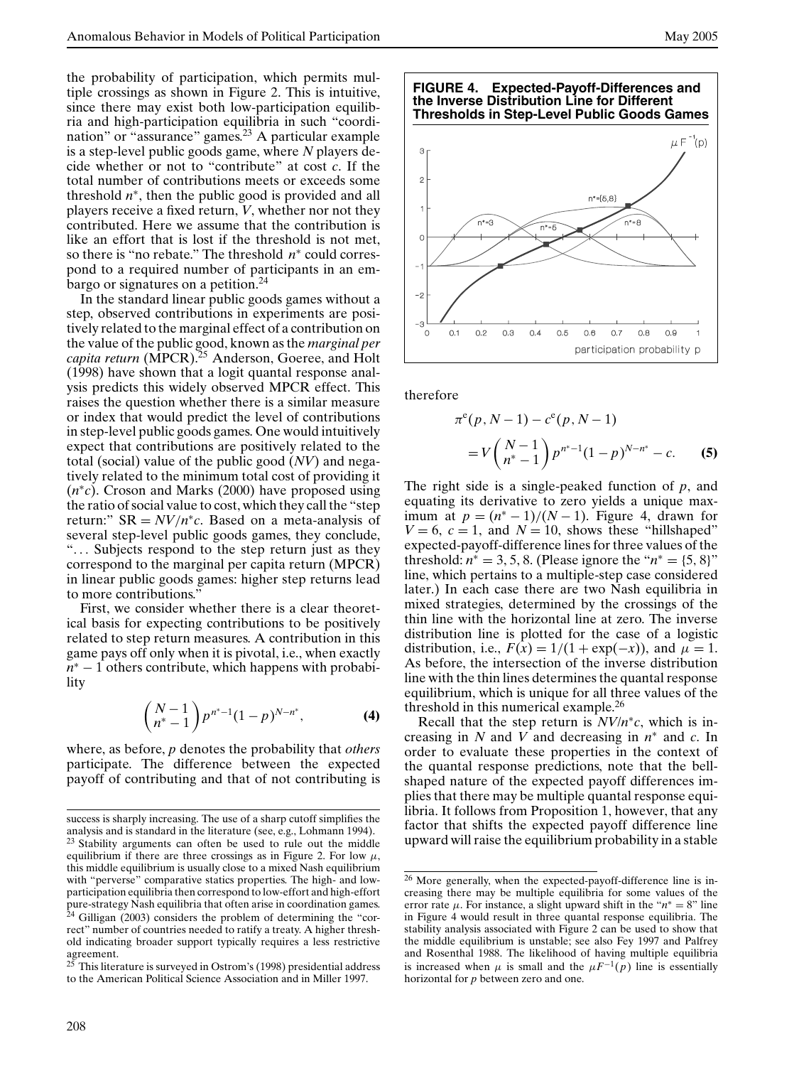the probability of participation, which permits multiple crossings as shown in Figure 2. This is intuitive, since there may exist both low-participation equilibria and high-participation equilibria in such "coordination" or "assurance" games.[23] A particular example is a step-level public goods game, where $N$ players decide whether or not to "contribute" at cost $c$. If the total number of contributions meets or exceeds some threshold $n^*$, then the public good is provided and all players receive a fixed return, $V$, whether nor not they contributed. Here we assume that the contribution is like an effort that is lost if the threshold is not met, so there is "no rebate." The threshold $n^*$ could correspond to a required number of participants in an embargo or signatures on a petition.[24]

In the standard linear public goods games without a step, observed contributions in experiments are positively related to the marginal effect of a contribution on the value of the public good, known as the *marginal per capita return* (MPCR).[25] Anderson, Goeree, and Holt (1998) have shown that a logit quantal response analysis predicts this widely observed MPCR effect. This raises the question whether there is a similar measure or index that would predict the level of contributions in step-level public goods games. One would intuitively expect that contributions are positively related to the total (social) value of the public good ($NV$) and negatively related to the minimum total cost of providing it ($n^*c$). Croson and Marks (2000) have proposed using the ratio of social value to cost, which they call the "step return:" $\mathrm{SR} = NV/n^*c$. Based on a meta-analysis of several step-level public goods games, they conclude, "... Subjects respond to the step return just as they correspond to the marginal per capita return (MPCR) in linear public goods games: higher step returns lead to more contributions."

First, we consider whether there is a clear theoretical basis for expecting contributions to be positively related to step return measures. A contribution in this game pays off only when it is pivotal, i.e., when exactly $n^* - 1$ others contribute, which happens with probability

$$\binom{N-1}{n^*-1} p^{n^*-1}(1-p)^{N-n^*}, \qquad \textbf{(4)}$$

where, as before, $p$ denotes the probability that *others* participate. The difference between the expected payoff of contributing and that of not contributing is therefore

$$\pi^e(p, N-1) - c^e(p, N-1) = V\binom{N-1}{n^*-1} p^{n^*-1}(1-p)^{N-n^*} - c. \qquad \textbf{(5)}$$

**FIGURE 4. Expected-Payoff-Differences and the Inverse Distribution Line for Different Thresholds in Step-Level Public Goods Games**

The right side is a single-peaked function of $p$, and equating its derivative to zero yields a unique maximum at $p = (n^* - 1)/(N - 1)$. Figure 4, drawn for $V = 6$, $c = 1$, and $N = 10$, shows these "hillshaped" expected-payoff-difference lines for three values of the threshold: $n^* = 3, 5, 8$. (Please ignore the "$n^* = \{5, 8\}$" line, which pertains to a multiple-step case considered later.) In each case there are two Nash equilibria in mixed strategies, determined by the crossings of the thin line with the horizontal line at zero. The inverse distribution line is plotted for the case of a logistic distribution, i.e., $F(x) = 1/(1 + \exp(-x))$, and $\mu = 1$. As before, the intersection of the inverse distribution line with the thin lines determines the quantal response equilibrium, which is unique for all three values of the threshold in this numerical example.[26]

Recall that the step return is $NV/n^*c$, which is increasing in $N$ and $V$ and decreasing in $n^*$ and $c$. In order to evaluate these properties in the context of the quantal response predictions, note that the bell-shaped nature of the expected payoff differences implies that there may be multiple quantal response equilibria. It follows from Proposition 1, however, that any factor that shifts the expected payoff difference line upward will raise the equilibrium probability in a stable

---

success is sharply increasing. The use of a sharp cutoff simplifies the analysis and is standard in the literature (see, e.g., Lohmann 1994).

[23] Stability arguments can often be used to rule out the middle equilibrium if there are three crossings as in Figure 2. For low $\mu$, this middle equilibrium is usually close to a mixed Nash equilibrium with "perverse" comparative statics properties. The high- and low-participation equilibria then correspond to low-effort and high-effort pure-strategy Nash equilibria that often arise in coordination games.

[24] Gilligan (2003) considers the problem of determining the "correct" number of countries needed to ratify a treaty. A higher threshold indicating broader support typically requires a less restrictive agreement.

[25] This literature is surveyed in Ostrom's (1998) presidential address to the American Political Science Association and in Miller 1997.

[26] More generally, when the expected-payoff-difference line is increasing there may be multiple equilibria for some values of the error rate $\mu$. For instance, a slight upward shift in the "$n^* = 8$" line in Figure 4 would result in three quantal response equilibria. The stability analysis associated with Figure 2 can be used to show that the middle equilibrium is unstable; see also Fey 1997 and Palfrey and Rosenthal 1988. The likelihood of having multiple equilibria is increased when $\mu$ is small and the $\mu F^{-1}(p)$ line is essentially horizontal for $p$ between zero and one.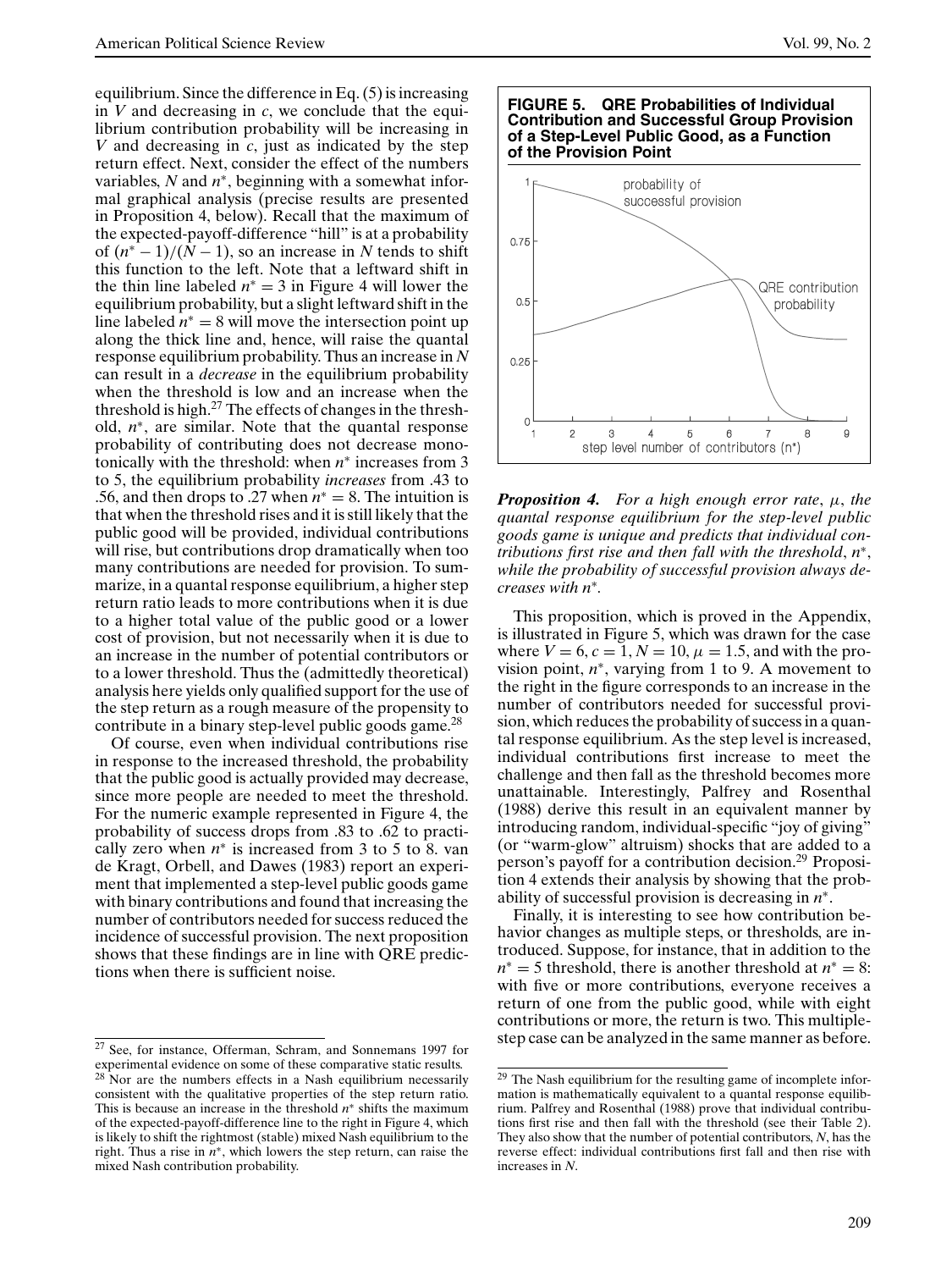equilibrium. Since the difference in Eq. (5) is increasing in $V$ and decreasing in $c$, we conclude that the equilibrium contribution probability will be increasing in $V$ and decreasing in $c$, just as indicated by the step return effect. Next, consider the effect of the numbers variables, $N$ and $n^*$, beginning with a somewhat informal graphical analysis (precise results are presented in Proposition 4, below). Recall that the maximum of the expected-payoff-difference "hill" is at a probability of $(n^* - 1)/(N - 1)$, so an increase in $N$ tends to shift this function to the left. Note that a leftward shift in the thin line labeled $n^* = 3$ in Figure 4 will lower the equilibrium probability, but a slight leftward shift in the line labeled $n^* = 8$ will move the intersection point up along the thick line and, hence, will raise the quantal response equilibrium probability. Thus an increase in $N$ can result in a *decrease* in the equilibrium probability when the threshold is low and an increase when the threshold is high.[27] The effects of changes in the threshold, $n^*$, are similar. Note that the quantal response probability of contributing does not decrease monotonically with the threshold: when $n^*$ increases from 3 to 5, the equilibrium probability *increases* from .43 to .56, and then drops to .27 when $n^* = 8$. The intuition is that when the threshold rises and it is still likely that the public good will be provided, individual contributions will rise, but contributions drop dramatically when too many contributions are needed for provision. To summarize, in a quantal response equilibrium, a higher step return ratio leads to more contributions when it is due to a higher total value of the public good or a lower cost of provision, but not necessarily when it is due to an increase in the number of potential contributors or to a lower threshold. Thus the (admittedly theoretical) analysis here yields only qualified support for the use of the step return as a rough measure of the propensity to contribute in a binary step-level public goods game.[28]

Of course, even when individual contributions rise in response to the increased threshold, the probability that the public good is actually provided may decrease, since more people are needed to meet the threshold. For the numeric example represented in Figure 4, the probability of success drops from .83 to .62 to practically zero when $n^*$ is increased from 3 to 5 to 8. van de Kragt, Orbell, and Dawes (1983) report an experiment that implemented a step-level public goods game with binary contributions and found that increasing the number of contributors needed for success reduced the incidence of successful provision. The next proposition shows that these findings are in line with QRE predictions when there is sufficient noise.

**FIGURE 5. QRE Probabilities of Individual Contribution and Successful Group Provision of a Step-Level Public Good, as a Function of the Provision Point**

***Proposition 4.*** *For a high enough error rate, $\mu$, the quantal response equilibrium for the step-level public goods game is unique and predicts that individual contributions first rise and then fall with the threshold, $n^*$, while the probability of successful provision always decreases with $n^*$.*

This proposition, which is proved in the Appendix, is illustrated in Figure 5, which was drawn for the case where $V = 6$, $c = 1$, $N = 10$, $\mu = 1.5$, and with the provision point, $n^*$, varying from 1 to 9. A movement to the right in the figure corresponds to an increase in the number of contributors needed for successful provision, which reduces the probability of success in a quantal response equilibrium. As the step level is increased, individual contributions first increase to meet the challenge and then fall as the threshold becomes more unattainable. Interestingly, Palfrey and Rosenthal (1988) derive this result in an equivalent manner by introducing random, individual-specific "joy of giving" (or "warm-glow" altruism) shocks that are added to a person's payoff for a contribution decision.[29] Proposition 4 extends their analysis by showing that the probability of successful provision is decreasing in $n^*$.

Finally, it is interesting to see how contribution behavior changes as multiple steps, or thresholds, are introduced. Suppose, for instance, that in addition to the $n^* = 5$ threshold, there is another threshold at $n^* = 8$: with five or more contributions, everyone receives a return of one from the public good, while with eight contributions or more, the return is two. This multiple-step case can be analyzed in the same manner as before.

---

[27] See, for instance, Offerman, Schram, and Sonnemans 1997 for experimental evidence on some of these comparative static results.

[28] Nor are the numbers effects in a Nash equilibrium necessarily consistent with the qualitative properties of the step return ratio. This is because an increase in the threshold $n^*$ shifts the maximum of the expected-payoff-difference line to the right in Figure 4, which is likely to shift the rightmost (stable) mixed Nash equilibrium to the right. Thus a rise in $n^*$, which lowers the step return, can raise the mixed Nash contribution probability.

[29] The Nash equilibrium for the resulting game of incomplete information is mathematically equivalent to a quantal response equilibrium. Palfrey and Rosenthal (1988) prove that individual contributions first rise and then fall with the threshold (see their Table 2). They also show that the number of potential contributors, $N$, has the reverse effect: individual contributions first fall and then rise with increases in $N$.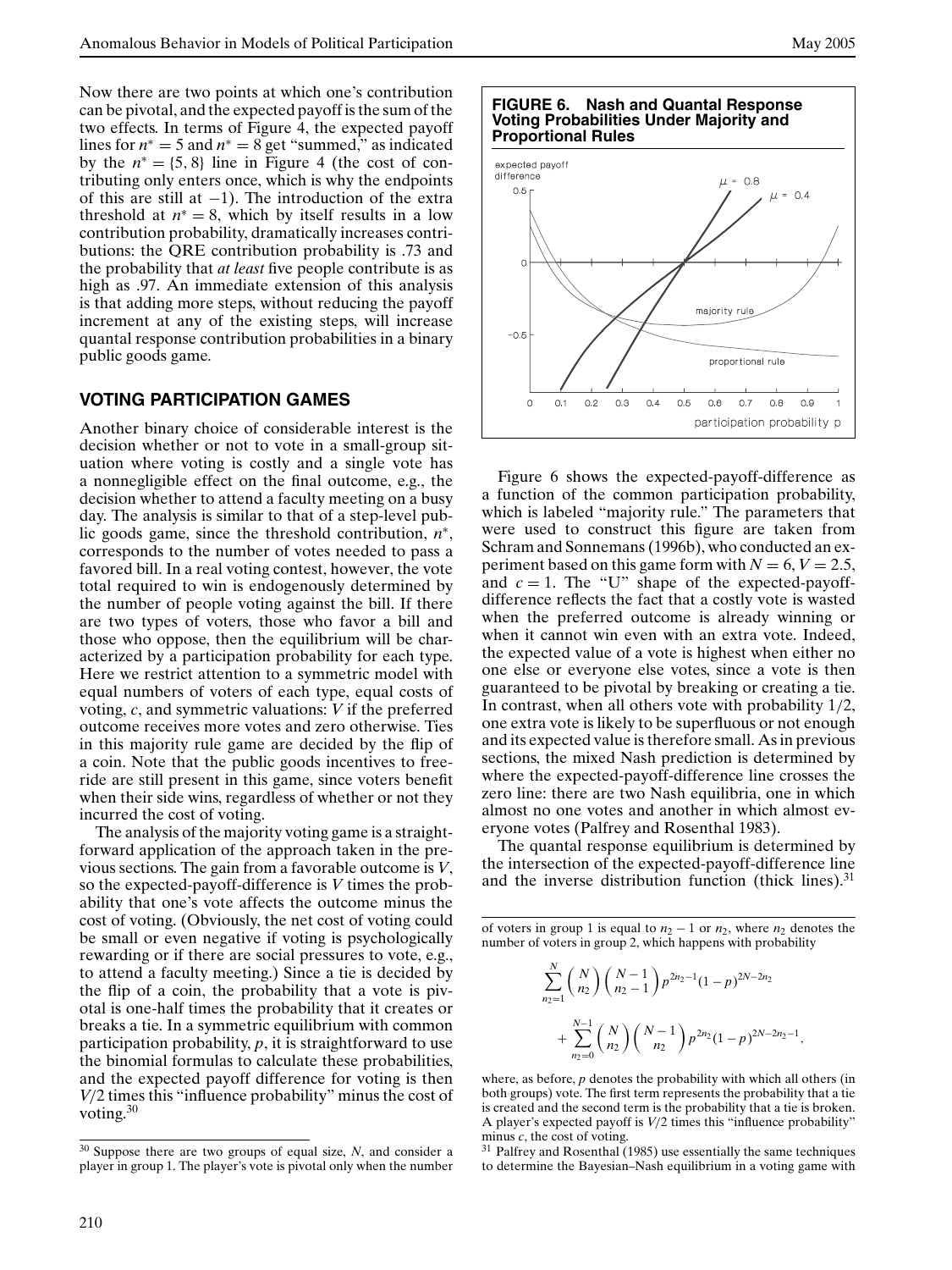Now there are two points at which one's contribution can be pivotal, and the expected payoff is the sum of the two effects. In terms of Figure 4, the expected payoff lines for $n^* = 5$ and $n^* = 8$ get "summed," as indicated by the $n^* = \{5, 8\}$ line in Figure 4 (the cost of contributing only enters once, which is why the endpoints of this are still at $-1$). The introduction of the extra threshold at $n^* = 8$, which by itself results in a low contribution probability, dramatically increases contributions: the QRE contribution probability is .73 and the probability that *at least* five people contribute is as high as .97. An immediate extension of this analysis is that adding more steps, without reducing the payoff increment at any of the existing steps, will increase quantal response contribution probabilities in a binary public goods game.

## VOTING PARTICIPATION GAMES

Another binary choice of considerable interest is the decision whether or not to vote in a small-group situation where voting is costly and a single vote has a nonnegligible effect on the final outcome, e.g., the decision whether to attend a faculty meeting on a busy day. The analysis is similar to that of a step-level public goods game, since the threshold contribution, $n^*$, corresponds to the number of votes needed to pass a favored bill. In a real voting contest, however, the vote total required to win is endogenously determined by the number of people voting against the bill. If there are two types of voters, those who favor a bill and those who oppose, then the equilibrium will be characterized by a participation probability for each type. Here we restrict attention to a symmetric model with equal numbers of voters of each type, equal costs of voting, $c$, and symmetric valuations: $V$ if the preferred outcome receives more votes and zero otherwise. Ties in this majority rule game are decided by the flip of a coin. Note that the public goods incentives to free-ride are still present in this game, since voters benefit when their side wins, regardless of whether or not they incurred the cost of voting.

The analysis of the majority voting game is a straightforward application of the approach taken in the previous sections. The gain from a favorable outcome is $V$, so the expected-payoff-difference is $V$ times the probability that one's vote affects the outcome minus the cost of voting. (Obviously, the net cost of voting could be small or even negative if voting is psychologically rewarding or if there are social pressures to vote, e.g., to attend a faculty meeting.) Since a tie is decided by the flip of a coin, the probability that a vote is pivotal is one-half times the probability that it creates or breaks a tie. In a symmetric equilibrium with common participation probability, $p$, it is straightforward to use the binomial formulas to calculate these probabilities, and the expected payoff difference for voting is then $V/2$ times this "influence probability" minus the cost of voting.[30]

**FIGURE 6. Nash and Quantal Response Voting Probabilities Under Majority and Proportional Rules**

expected payoff difference
0.5
0
-0.5
$\mu$ = 0.8
$\mu$ = 0.4
majority rule
proportional rule
0 0.1 0.2 0.3 0.4 0.5 0.6 0.7 0.8 0.9 1
participation probability p

Figure 6 shows the expected-payoff-difference as a function of the common participation probability, which is labeled "majority rule." The parameters that were used to construct this figure are taken from Schram and Sonnemans (1996b), who conducted an experiment based on this game form with $N = 6$, $V = 2.5$, and $c = 1$. The "U" shape of the expected-payoff-difference reflects the fact that a costly vote is wasted when the preferred outcome is already winning or when it cannot win even with an extra vote. Indeed, the expected value of a vote is highest when either no one else or everyone else votes, since a vote is then guaranteed to be pivotal by breaking or creating a tie. In contrast, when all others vote with probability 1/2, one extra vote is likely to be superfluous or not enough and its expected value is therefore small. As in previous sections, the mixed Nash prediction is determined by where the expected-payoff-difference line crosses the zero line: there are two Nash equilibria, one in which almost no one votes and another in which almost everyone votes (Palfrey and Rosenthal 1983).

The quantal response equilibrium is determined by the intersection of the expected-payoff-difference line and the inverse distribution function (thick lines).[31]

[30] Suppose there are two groups of equal size, $N$, and consider a player in group 1. The player's vote is pivotal only when the number of voters in group 1 is equal to $n_2 - 1$ or $n_2$, where $n_2$ denotes the number of voters in group 2, which happens with probability

$$\sum_{n_2=1}^{N} \binom{N}{n_2} \binom{N-1}{n_2-1} p^{2n_2-1}(1-p)^{2N-2n_2} + \sum_{n_2=0}^{N-1} \binom{N}{n_2} \binom{N-1}{n_2} p^{2n_2}(1-p)^{2N-2n_2-1},$$

where, as before, $p$ denotes the probability with which all others (in both groups) vote. The first term represents the probability that a tie is created and the second term is the probability that a tie is broken. A player's expected payoff is $V/2$ times this "influence probability" minus $c$, the cost of voting.

[31] Palfrey and Rosenthal (1985) use essentially the same techniques to determine the Bayesian–Nash equilibrium in a voting game with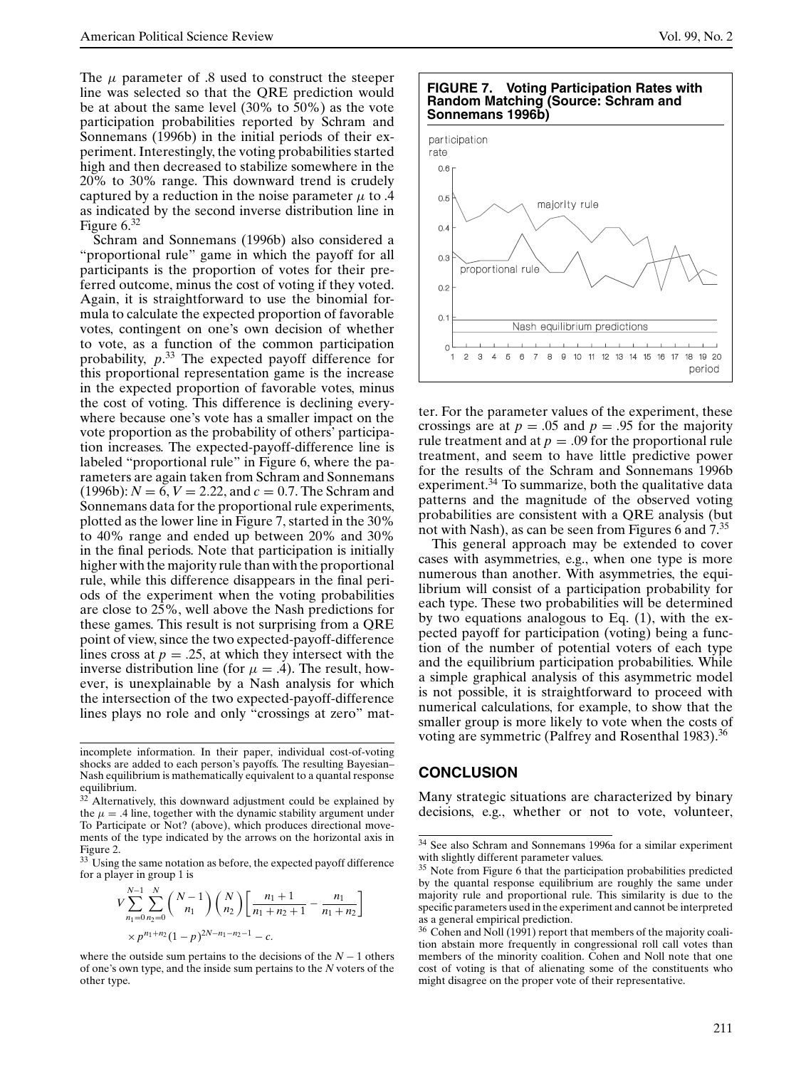The $\mu$ parameter of .8 used to construct the steeper line was selected so that the QRE prediction would be at about the same level (30% to 50%) as the vote participation probabilities reported by Schram and Sonnemans (1996b) in the initial periods of their experiment. Interestingly, the voting probabilities started high and then decreased to stabilize somewhere in the 20% to 30% range. This downward trend is crudely captured by a reduction in the noise parameter $\mu$ to .4 as indicated by the second inverse distribution line in Figure 6.[32]

Schram and Sonnemans (1996b) also considered a "proportional rule" game in which the payoff for all participants is the proportion of votes for their preferred outcome, minus the cost of voting if they voted. Again, it is straightforward to use the binomial formula to calculate the expected proportion of favorable votes, contingent on one's own decision of whether to vote, as a function of the common participation probability, $p$.[33] The expected payoff difference for this proportional representation game is the increase in the expected proportion of favorable votes, minus the cost of voting. This difference is declining everywhere because one's vote has a smaller impact on the vote proportion as the probability of others' participation increases. The expected-payoff-difference line is labeled "proportional rule" in Figure 6, where the parameters are again taken from Schram and Sonnemans (1996b): $N = 6$, $V = 2.22$, and $c = 0.7$. The Schram and Sonnemans data for the proportional rule experiments, plotted as the lower line in Figure 7, started in the 30% to 40% range and ended up between 20% and 30% in the final periods. Note that participation is initially higher with the majority rule than with the proportional rule, while this difference disappears in the final periods of the experiment when the voting probabilities are close to 25%, well above the Nash predictions for these games. This result is not surprising from a QRE point of view, since the two expected-payoff-difference lines cross at $p = .25$, at which they intersect with the inverse distribution line (for $\mu = .4$). The result, however, is unexplainable by a Nash analysis for which the intersection of the two expected-payoff-difference lines plays no role and only "crossings at zero" matter. For the parameter values of the experiment, these crossings are at $p = .05$ and $p = .95$ for the majority rule treatment and at $p = .09$ for the proportional rule treatment, and seem to have little predictive power for the results of the Schram and Sonnemans 1996b experiment.[34] To summarize, both the qualitative data patterns and the magnitude of the observed voting probabilities are consistent with a QRE analysis (but not with Nash), as can be seen from Figures 6 and 7.[35]

**FIGURE 7. Voting Participation Rates with Random Matching (Source: Schram and Sonnemans 1996b)**

This general approach may be extended to cover cases with asymmetries, e.g., when one type is more numerous than another. With asymmetries, the equilibrium will consist of a participation probability for each type. These two probabilities will be determined by two equations analogous to Eq. (1), with the expected payoff for participation (voting) being a function of the number of potential voters of each type and the equilibrium participation probabilities. While a simple graphical analysis of this asymmetric model is not possible, it is straightforward to proceed with numerical calculations, for example, to show that the smaller group is more likely to vote when the costs of voting are symmetric (Palfrey and Rosenthal 1983).[36]

## CONCLUSION

Many strategic situations are characterized by binary decisions, e.g., whether or not to vote, volunteer,

---

incomplete information. In their paper, individual cost-of-voting shocks are added to each person's payoffs. The resulting Bayesian–Nash equilibrium is mathematically equivalent to a quantal response equilibrium.

[32] Alternatively, this downward adjustment could be explained by the $\mu = .4$ line, together with the dynamic stability argument under To Participate or Not? (above), which produces directional movements of the type indicated by the arrows on the horizontal axis in Figure 2.

[33] Using the same notation as before, the expected payoff difference for a player in group 1 is

$$V \sum_{n_1=0}^{N-1} \sum_{n_2=0}^{N} \binom{N-1}{n_1} \binom{N}{n_2} \left[ \frac{n_1+1}{n_1+n_2+1} - \frac{n_1}{n_1+n_2} \right] \times p^{n_1+n_2}(1-p)^{2N-n_1-n_2-1} - c.$$

where the outside sum pertains to the decisions of the $N-1$ others of one's own type, and the inside sum pertains to the $N$ voters of the other type.

[34] See also Schram and Sonnemans 1996a for a similar experiment with slightly different parameter values.

[35] Note from Figure 6 that the participation probabilities predicted by the quantal response equilibrium are roughly the same under majority rule and proportional rule. This similarity is due to the specific parameters used in the experiment and cannot be interpreted as a general empirical prediction.

[36] Cohen and Noll (1991) report that members of the majority coalition abstain more frequently in congressional roll call votes than members of the minority coalition. Cohen and Noll note that one cost of voting is that of alienating some of the constituents who might disagree on the proper vote of their representative.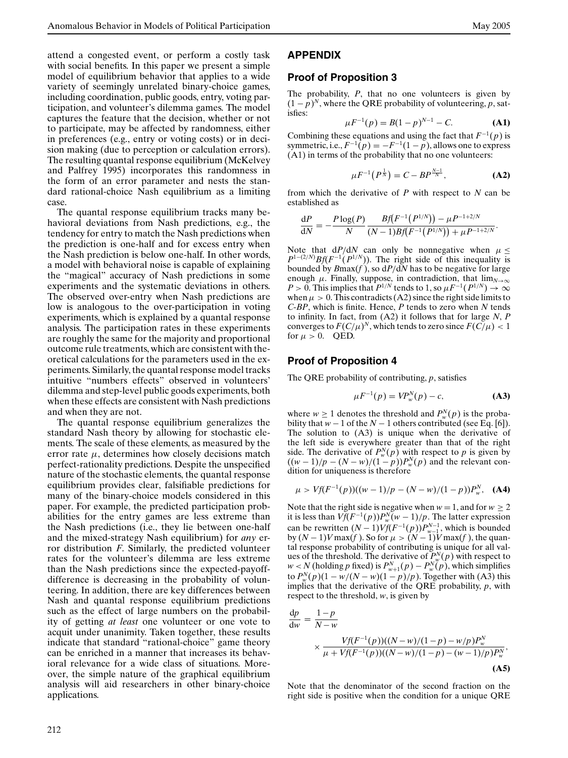attend a congested event, or perform a costly task with social benefits. In this paper we present a simple model of equilibrium behavior that applies to a wide variety of seemingly unrelated binary-choice games, including coordination, public goods, entry, voting participation, and volunteer's dilemma games. The model captures the feature that the decision, whether or not to participate, may be affected by randomness, either in preferences (e.g., entry or voting costs) or in decision making (due to perception or calculation errors). The resulting quantal response equilibrium (McKelvey and Palfrey 1995) incorporates this randomness in the form of an error parameter and nests the standard rational-choice Nash equilibrium as a limiting case.

The quantal response equilibrium tracks many behavioral deviations from Nash predictions, e.g., the tendency for entry to match the Nash predictions when the prediction is one-half and for excess entry when the Nash prediction is below one-half. In other words, a model with behavioral noise is capable of explaining the "magical" accuracy of Nash predictions in some experiments and the systematic deviations in others. The observed over-entry when Nash predictions are low is analogous to the over-participation in voting experiments, which is explained by a quantal response analysis. The participation rates in these experiments are roughly the same for the majority and proportional outcome rule treatments, which are consistent with theoretical calculations for the parameters used in the experiments. Similarly, the quantal response model tracks intuitive "numbers effects" observed in volunteers' dilemma and step-level public goods experiments, both when these effects are consistent with Nash predictions and when they are not.

The quantal response equilibrium generalizes the standard Nash theory by allowing for stochastic elements. The scale of these elements, as measured by the error rate $\mu$, determines how closely decisions match perfect-rationality predictions. Despite the unspecified nature of the stochastic elements, the quantal response equilibrium provides clear, falsifiable predictions for many of the binary-choice models considered in this paper. For example, the predicted participation probabilities for the entry games are less extreme than the Nash predictions (i.e., they lie between one-half and the mixed-strategy Nash equilibrium) for *any* error distribution $F$. Similarly, the predicted volunteer rates for the volunteer's dilemma are less extreme than the Nash predictions since the expected-payoff-difference is decreasing in the probability of volunteering. In addition, there are key differences between Nash and quantal response equilibrium predictions such as the effect of large numbers on the probability of getting *at least* one volunteer or one vote to acquit under unanimity. Taken together, these results indicate that standard "rational-choice" game theory can be enriched in a manner that increases its behavioral relevance for a wide class of situations. Moreover, the simple nature of the graphical equilibrium analysis will aid researchers in other binary-choice applications.

## APPENDIX

### Proof of Proposition 3

The probability, $P$, that no one volunteers is given by $(1-p)^N$, where the QRE probability of volunteering, $p$, satisfies:

$$\mu F^{-1}(p) = B(1-p)^{N-1} - C. \qquad \textbf{(A1)}$$

Combining these equations and using the fact that $F^{-1}(p)$ is symmetric, i.e., $F^{-1}(p) = -F^{-1}(1-p)$, allows one to express (A1) in terms of the probability that no one volunteers:

$$\mu F^{-1}\left(P^{\frac{1}{N}}\right) = C - BP^{\frac{N-1}{N}}, \qquad \textbf{(A2)}$$

from which the derivative of $P$ with respect to $N$ can be established as

$$\frac{\mathrm{d}P}{\mathrm{d}N} = -\frac{P\log(P)}{N}\frac{Bf\left(F^{-1}\left(P^{1/N}\right)\right) - \mu P^{-1+2/N}}{(N-1)Bf\left(F^{-1}\left(P^{1/N}\right)\right) + \mu P^{-1+2/N}}.$$

Note that $\mathrm{d}P/\mathrm{d}N$ can only be nonnegative when $\mu \le P^{1-(2/N)}Bf(F^{-1}(P^{1/N}))$. The right side of this inequality is bounded by $B\max(f)$, so $\mathrm{d}P/\mathrm{d}N$ has to be negative for large enough $\mu$. Finally, suppose, in contradiction, that $\lim_{N\to\infty} P > 0$. This implies that $P^{1/N}$ tends to 1, so $\mu F^{-1}(P^{1/N}) \to \infty$ when $\mu > 0$. This contradicts (A2) since the right side limits to $C$-$BP$, which is finite. Hence, $P$ tends to zero when $N$ tends to infinity. In fact, from (A2) it follows that for large $N$, $P$ converges to $F(C/\mu)^N$, which tends to zero since $F(C/\mu) < 1$ for $\mu > 0$. QED.

### Proof of Proposition 4

The QRE probability of contributing, $p$, satisfies

$$\mu F^{-1}(p) = VP_w^N(p) - c, \qquad \textbf{(A3)}$$

where $w \ge 1$ denotes the threshold and $P_w^N(p)$ is the probability that $w-1$ of the $N-1$ others contributed (see Eq. [6]). The solution to (A3) is unique when the derivative of the left side is everywhere greater than that of the right side. The derivative of $P_w^N(p)$ with respect to $p$ is given by $((w-1)/p - (N-w)/(1-p))P_w^N(p)$ and the relevant condition for uniqueness is therefore

$$\mu > Vf(F^{-1}(p))((w-1)/p - (N-w)/(1-p))P_w^N, \quad \textbf{(A4)}$$

Note that the right side is negative when $w = 1$, and for $w \ge 2$ it is less than $Vf(F^{-1}(p))P_w^N(w-1)/p$. The latter expression can be rewritten $(N-1)Vf(F^{-1}(p))P_{w-1}^{N-1}$, which is bounded by $(N-1)V\max(f)$. So for $\mu > (N-1)V\max(f)$, the quantal response probability of contributing is unique for all values of the threshold. The derivative of $P_w^N(p)$ with respect to $w < N$ (holding $p$ fixed) is $P_{w+1}^N(p) - P_w^N(p)$, which simplifies to $P_w^N(p)(1 - w/(N-w)(1-p)/p)$. Together with (A3) this implies that the derivative of the QRE probability, $p$, with respect to the threshold, $w$, is given by

$$\frac{\mathrm{d}p}{\mathrm{d}w} = \frac{1-p}{N-w} \times \frac{Vf(F^{-1}(p))((N-w)/(1-p) - w/p)P_w^N}{\mu + Vf(F^{-1}(p))((N-w)/(1-p) - (w-1)/p)P_w^N}, \qquad \textbf{(A5)}$$

Note that the denominator of the second fraction on the right side is positive when the condition for a unique QRE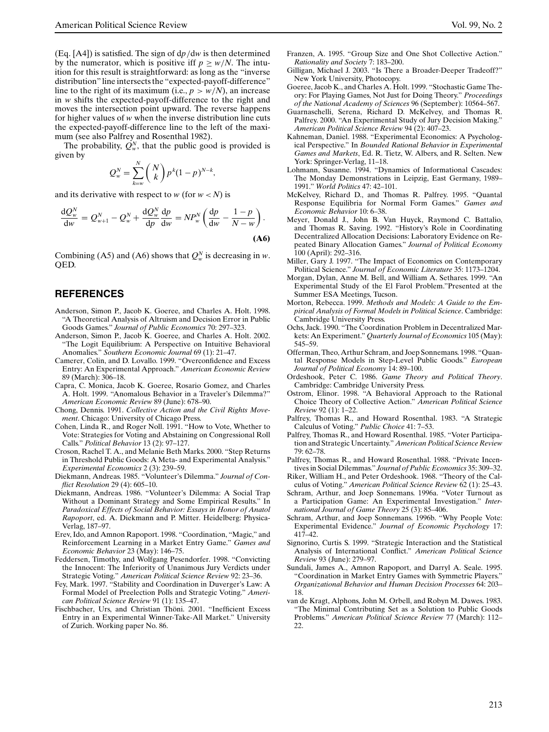(Eq. [A4]) is satisfied. The sign of $\mathrm{d}p/\mathrm{d}w$ is then determined by the numerator, which is positive iff $p \geq w/N$. The intuition for this result is straightforward: as long as the "inverse distribution" line intersects the "expected-payoff-difference" line to the right of its maximum (i.e., $p > w/N$), an increase in $w$ shifts the expected-payoff-difference to the right and moves the intersection point upward. The reverse happens for higher values of $w$ when the inverse distribution line cuts the expected-payoff-difference line to the left of the maximum (see also Palfrey and Rosenthal 1982).

The probability, $Q_w^N$, that the public good is provided is given by

$$Q_w^N = \sum_{k=w}^{N} \binom{N}{k} p^k (1-p)^{N-k},$$

and its derivative with respect to $w$ (for $w < N$) is

$$\frac{\mathrm{d}Q_w^N}{\mathrm{d}w} = Q_{w+1}^N - Q_w^N + \frac{\mathrm{d}Q_w^N}{\mathrm{d}p}\frac{\mathrm{d}p}{\mathrm{d}w} = NP_w^N\left(\frac{\mathrm{d}p}{\mathrm{d}w} - \frac{1-p}{N-w}\right). \quad \textbf{(A6)}$$

Combining (A5) and (A6) shows that $Q_w^N$ is decreasing in $w$. QED.

## REFERENCES

Anderson, Simon P., Jacob K. Goeree, and Charles A. Holt. 1998. "A Theoretical Analysis of Altruism and Decision Error in Public Goods Games." *Journal of Public Economics* 70: 297–323.

Anderson, Simon P., Jacob K. Goeree, and Charles A. Holt. 2002. "The Logit Equilibrium: A Perspective on Intuitive Behavioral Anomalies." *Southern Economic Journal* 69 (1): 21–47.

Camerer, Colin, and D. Lovallo. 1999. "Overconfidence and Excess Entry: An Experimental Approach." *American Economic Review* 89 (March): 306–18.

Capra, C. Monica, Jacob K. Goeree, Rosario Gomez, and Charles A. Holt. 1999. "Anomalous Behavior in a Traveler's Dilemma?" *American Economic Review* 89 (June): 678–90.

Chong, Dennis. 1991. *Collective Action and the Civil Rights Movement*. Chicago: University of Chicago Press.

Cohen, Linda R., and Roger Noll. 1991. "How to Vote, Whether to Vote: Strategies for Voting and Abstaining on Congressional Roll Calls." *Political Behavior* 13 (2): 97–127.

Croson, Rachel T. A., and Melanie Beth Marks. 2000. "Step Returns in Threshold Public Goods: A Meta- and Experimental Analysis." *Experimental Economics* 2 (3): 239–59.

Diekmann, Andreas. 1985. "Volunteer's Dilemma." *Journal of Conflict Resolution* 29 (4): 605–10.

Diekmann, Andreas. 1986. "Volunteer's Dilemma: A Social Trap Without a Dominant Strategy and Some Empirical Results." In *Paradoxical Effects of Social Behavior: Essays in Honor of Anatol Rapoport*, ed. A. Diekmann and P. Mitter. Heidelberg: Physica-Verlag, 187–97.

Erev, Ido, and Amnon Rapoport. 1998. "Coordination, "Magic," and Reinforcement Learning in a Market Entry Game." *Games and Economic Behavior* 23 (May): 146–75.

Feddersen, Timothy, and Wolfgang Pesendorfer. 1998. "Convicting the Innocent: The Inferiority of Unanimous Jury Verdicts under Strategic Voting." *American Political Science Review* 92: 23–36.

Fey, Mark. 1997. "Stability and Coordination in Duverger's Law: A Formal Model of Preelection Polls and Strategic Voting." *American Political Science Review* 91 (1): 135–47.

Fischbacher, Urs, and Christian Thöni. 2001. "Inefficient Excess Entry in an Experimental Winner-Take-All Market." University of Zurich. Working paper No. 86.

Franzen, A. 1995. "Group Size and One Shot Collective Action." *Rationality and Society* 7: 183–200.

Gilligan, Michael J. 2003. "Is There a Broader-Deeper Tradeoff?" New York University, Photocopy.

Goeree, Jacob K., and Charles A. Holt. 1999. "Stochastic Game Theory: For Playing Games, Not Just for Doing Theory." *Proceedings of the National Academy of Sciences* 96 (September): 10564–567.

Guarnaschelli, Serena, Richard D. McKelvey, and Thomas R. Palfrey. 2000. "An Experimental Study of Jury Decision Making." *American Political Science Review* 94 (2): 407–23.

Kahneman, Daniel. 1988. "Experimental Economics: A Psychological Perspective." In *Bounded Rational Behavior in Experimental Games and Markets*, Ed. R. Tietz, W. Albers, and R. Selten. New York: Springer-Verlag, 11–18.

Lohmann, Susanne. 1994. "Dynamics of Informational Cascades: The Monday Demonstrations in Leipzig, East Germany, 1989–1991." *World Politics* 47: 42–101.

McKelvey, Richard D., and Thomas R. Palfrey. 1995. "Quantal Response Equilibria for Normal Form Games." *Games and Economic Behavior* 10: 6–38.

Meyer, Donald J., John B. Van Huyck, Raymond C. Battalio, and Thomas R. Saving. 1992. "History's Role in Coordinating Decentralized Allocation Decisions: Laboratory Evidence on Repeated Binary Allocation Games." *Journal of Political Economy* 100 (April): 292–316.

Miller, Gary J. 1997. "The Impact of Economics on Contemporary Political Science." *Journal of Economic Literature* 35: 1173–1204.

Morgan, Dylan, Anne M. Bell, and William A. Sethares. 1999. "An Experimental Study of the El Farol Problem."Presented at the Summer ESA Meetings, Tucson.

Morton, Rebecca. 1999. *Methods and Models: A Guide to the Empirical Analysis of Formal Models in Political Science*. Cambridge: Cambridge University Press.

Ochs, Jack. 1990. "The Coordination Problem in Decentralized Markets: An Experiment." *Quarterly Journal of Economics* 105 (May): 545–59.

Offerman, Theo, Arthur Schram, and Joep Sonnemans. 1998. "Quantal Response Models in Step-Level Public Goods." *European Journal of Political Economy* 14: 89–100.

Ordeshook, Peter C. 1986. *Game Theory and Political Theory*. Cambridge: Cambridge University Press.

Ostrom, Elinor. 1998. "A Behavioral Approach to the Rational Choice Theory of Collective Action." *American Political Science Review* 92 (1): 1–22.

Palfrey, Thomas R., and Howard Rosenthal. 1983. "A Strategic Calculus of Voting." *Public Choice* 41: 7–53.

Palfrey, Thomas R., and Howard Rosenthal. 1985. "Voter Participation and Strategic Uncertainty." *American Political Science Review* 79: 62–78.

Palfrey, Thomas R., and Howard Rosenthal. 1988. "Private Incentives in Social Dilemmas." *Journal of Public Economics* 35: 309–32.

Riker, William H., and Peter Ordeshook. 1968. "Theory of the Calculus of Voting." *American Political Science Review* 62 (1): 25–43.

Schram, Arthur, and Joep Sonnemans. 1996a. "Voter Turnout as a Participation Game: An Experimental Investigation." *International Journal of Game Theory* 25 (3): 85–406.

Schram, Arthur, and Joep Sonnemans. 1996b. "Why People Vote: Experimental Evidence." *Journal of Economic Psychology* 17: 417–42.

Signorino, Curtis S. 1999. "Strategic Interaction and the Statistical Analysis of International Conflict." *American Political Science Review* 93 (June): 279–97.

Sundali, James A., Amnon Rapoport, and Darryl A. Seale. 1995. "Coordination in Market Entry Games with Symmetric Players." *Organizational Behavior and Human Decision Processes* 64: 203–18.

van de Kragt, Alphons, John M. Orbell, and Robyn M. Dawes. 1983. "The Minimal Contributing Set as a Solution to Public Goods Problems." *American Political Science Review* 77 (March): 112–22.